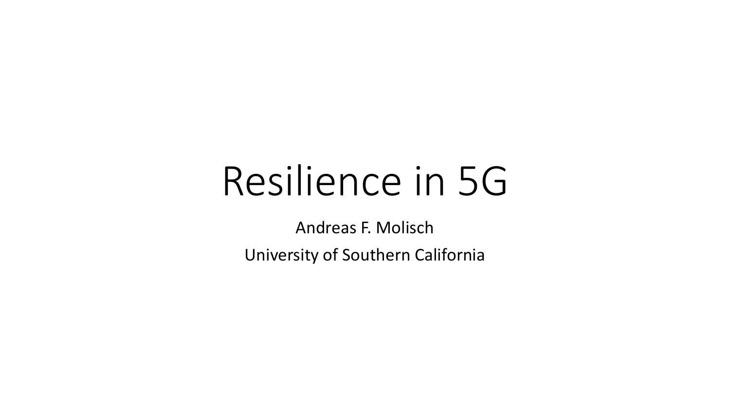# Resilience in 5G

Andreas F. Molisch

University of Southern California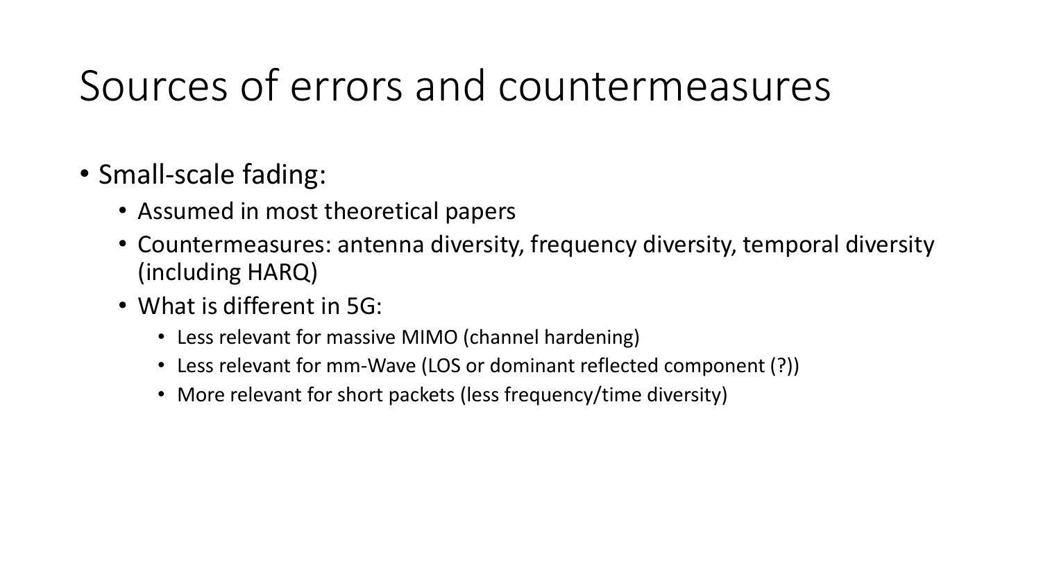# Sources of errors and countermeasures

- Small-scale fading:
  - Assumed in most theoretical papers
  - Countermeasures: antenna diversity, frequency diversity, temporal diversity (including HARQ)
  - What is different in 5G:
    - Less relevant for massive MIMO (channel hardening)
    - Less relevant for mm-Wave (LOS or dominant reflected component (?))
    - More relevant for short packets (less frequency/time diversity)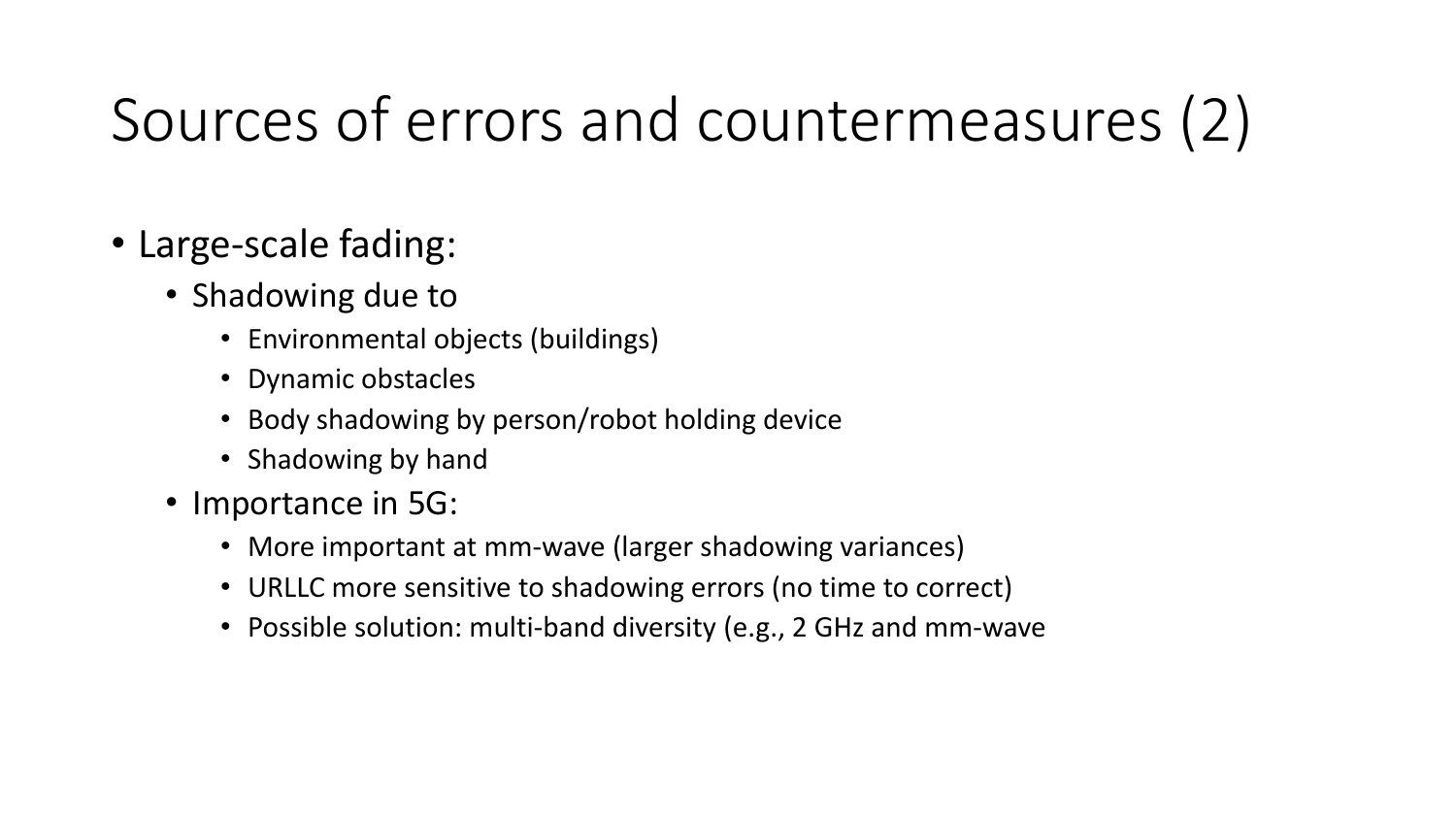# Sources of errors and countermeasures (2)

- Large-scale fading:
  - Shadowing due to
    - Environmental objects (buildings)
    - Dynamic obstacles
    - Body shadowing by person/robot holding device
    - Shadowing by hand
  - Importance in 5G:
    - More important at mm-wave (larger shadowing variances)
    - URLLC more sensitive to shadowing errors (no time to correct)
    - Possible solution: multi-band diversity (e.g., 2 GHz and mm-wave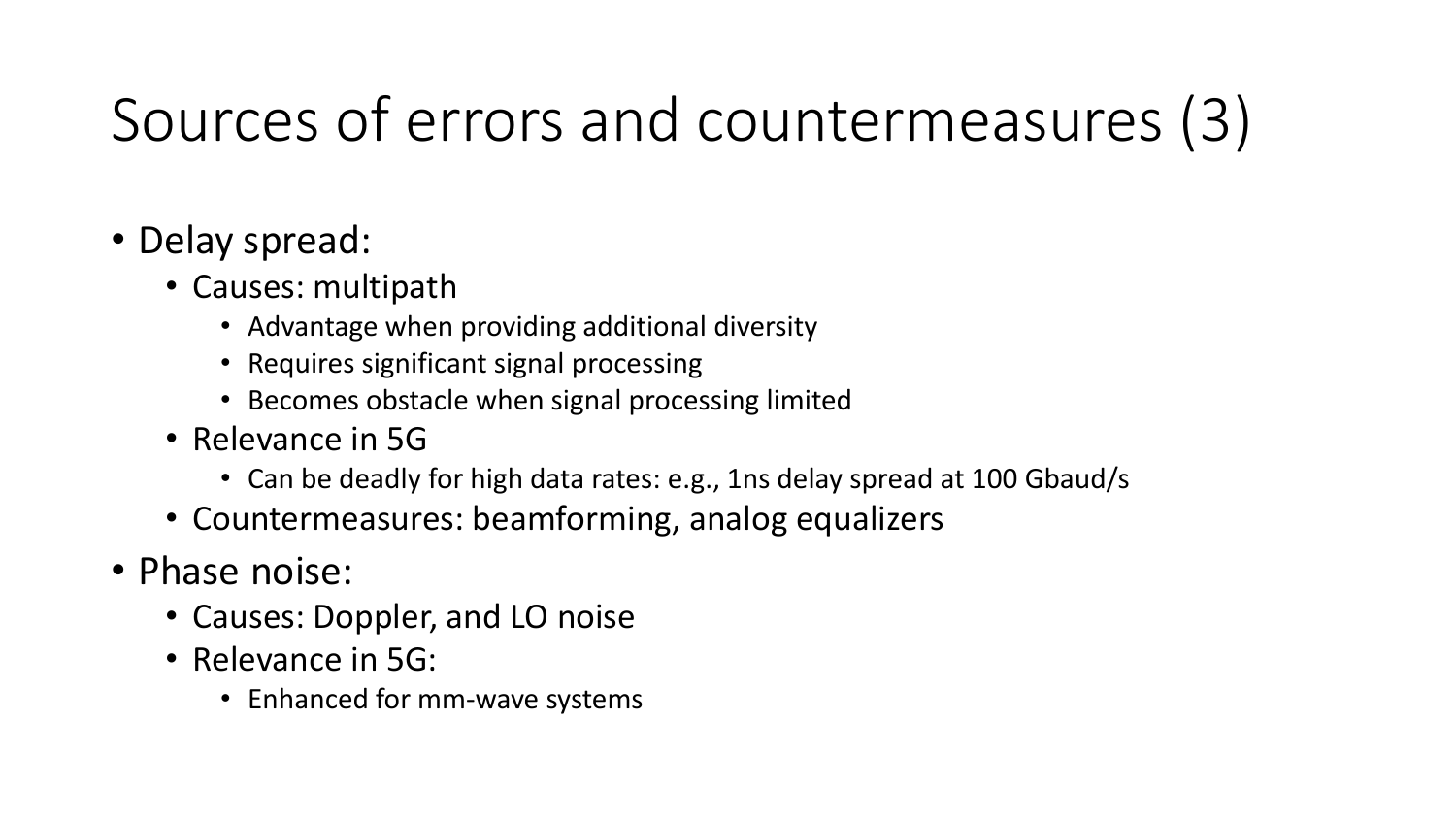# Sources of errors and countermeasures (3)

- Delay spread:
  - Causes: multipath
    - Advantage when providing additional diversity
    - Requires significant signal processing
    - Becomes obstacle when signal processing limited
  - Relevance in 5G
    - Can be deadly for high data rates: e.g., 1ns delay spread at 100 Gbaud/s
  - Countermeasures: beamforming, analog equalizers
- Phase noise:
  - Causes: Doppler, and LO noise
  - Relevance in 5G:
    - Enhanced for mm-wave systems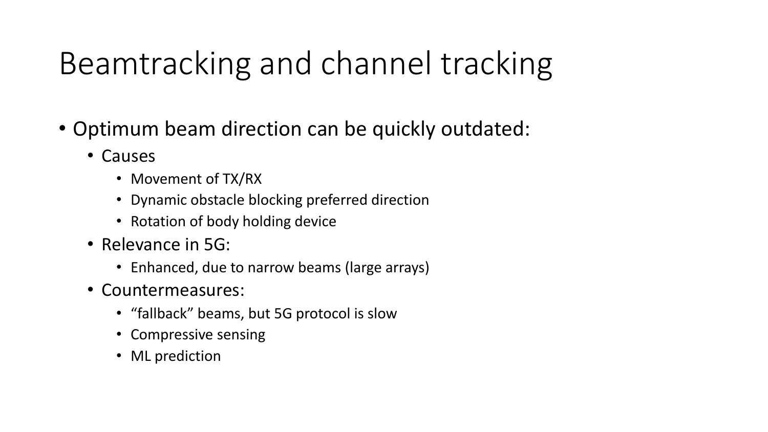# Beamtracking and channel tracking

- Optimum beam direction can be quickly outdated:
  - Causes
    - Movement of TX/RX
    - Dynamic obstacle blocking preferred direction
    - Rotation of body holding device
  - Relevance in 5G:
    - Enhanced, due to narrow beams (large arrays)
  - Countermeasures:
    - “fallback” beams, but 5G protocol is slow
    - Compressive sensing
    - ML prediction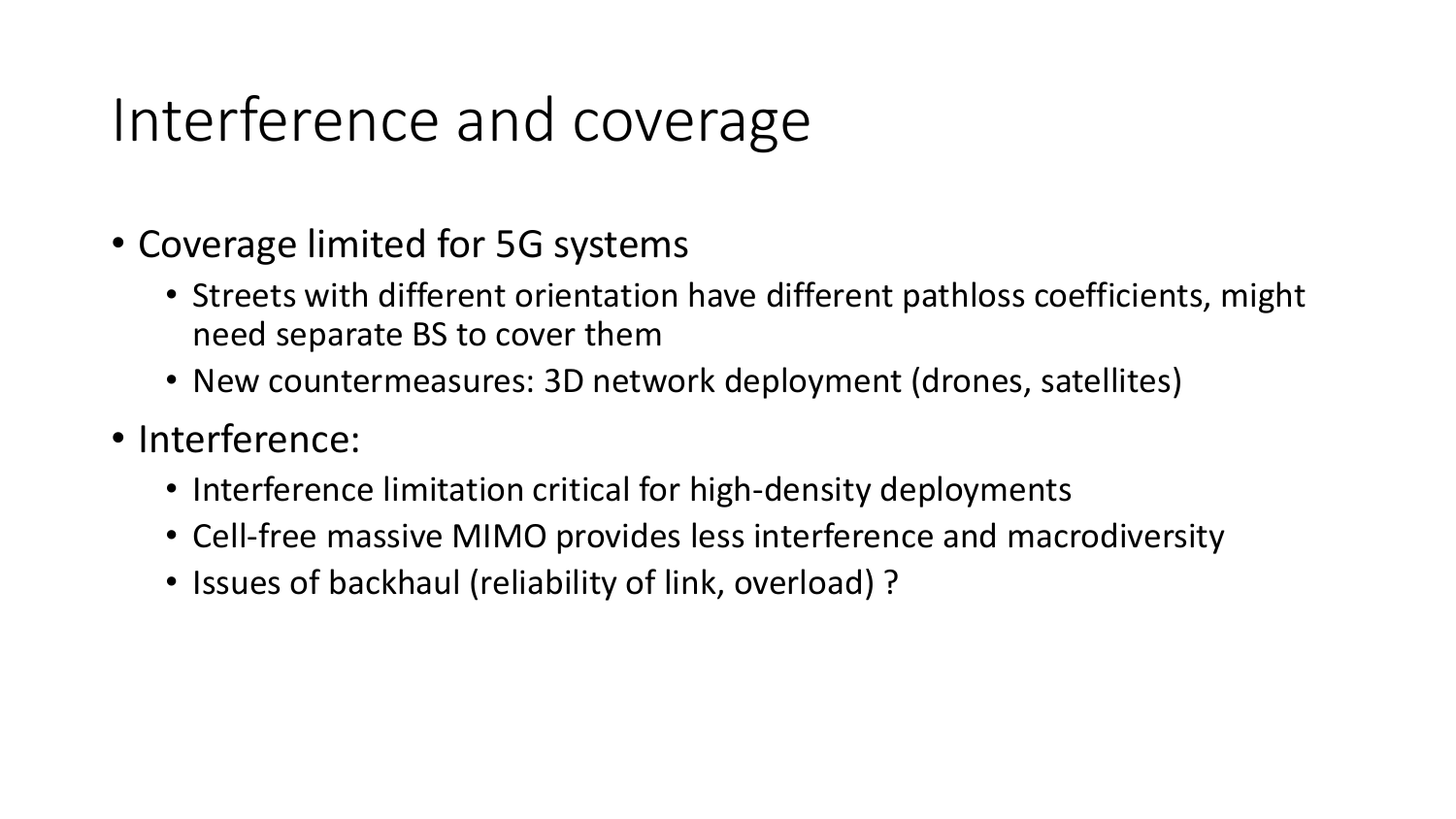# Interference and coverage

- Coverage limited for 5G systems
  - Streets with different orientation have different pathloss coefficients, might need separate BS to cover them
  - New countermeasures: 3D network deployment (drones, satellites)
- Interference:
  - Interference limitation critical for high-density deployments
  - Cell-free massive MIMO provides less interference and macrodiversity
  - Issues of backhaul (reliability of link, overload) ?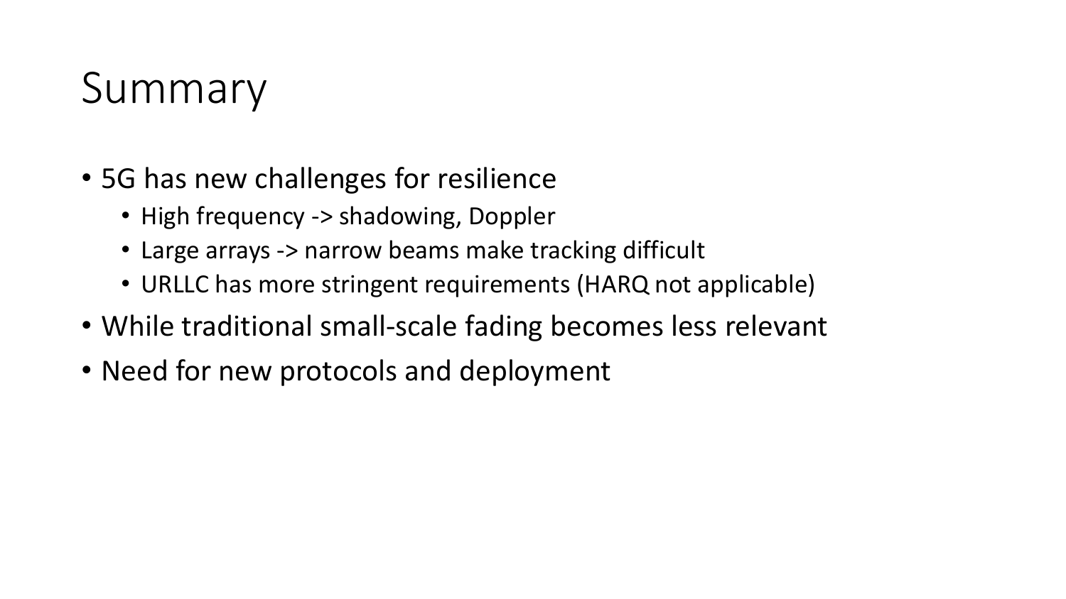# Summary

- 5G has new challenges for resilience
  - High frequency -> shadowing, Doppler
  - Large arrays -> narrow beams make tracking difficult
  - URLLC has more stringent requirements (HARQ not applicable)
- While traditional small-scale fading becomes less relevant
- Need for new protocols and deployment